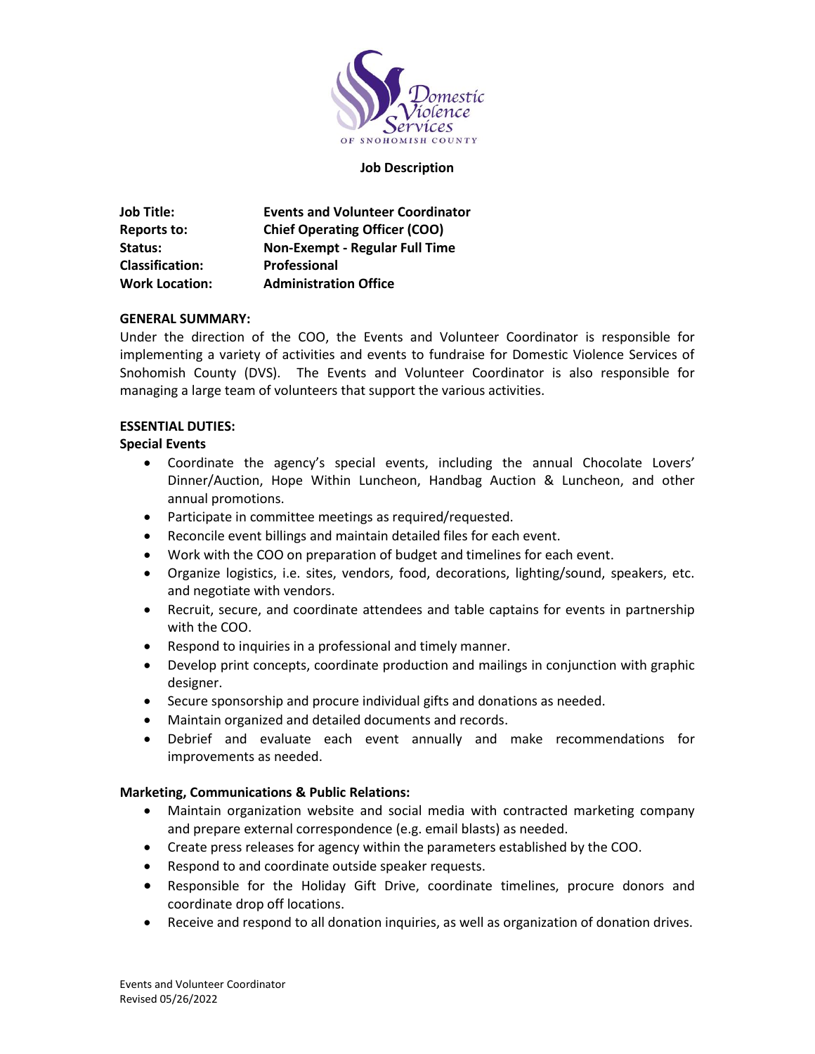Domestic Violence Services OF SNOHOMISH COUNTY

**Job Description**

| | |
|---|---|
| **Job Title:** | **Events and Volunteer Coordinator** |
| **Reports to:** | **Chief Operating Officer (COO)** |
| **Status:** | **Non-Exempt - Regular Full Time** |
| **Classification:** | **Professional** |
| **Work Location:** | **Administration Office** |

**GENERAL SUMMARY:**

Under the direction of the COO, the Events and Volunteer Coordinator is responsible for implementing a variety of activities and events to fundraise for Domestic Violence Services of Snohomish County (DVS). The Events and Volunteer Coordinator is also responsible for managing a large team of volunteers that support the various activities.

**ESSENTIAL DUTIES:**

**Special Events**

- Coordinate the agency's special events, including the annual Chocolate Lovers' Dinner/Auction, Hope Within Luncheon, Handbag Auction & Luncheon, and other annual promotions.
- Participate in committee meetings as required/requested.
- Reconcile event billings and maintain detailed files for each event.
- Work with the COO on preparation of budget and timelines for each event.
- Organize logistics, i.e. sites, vendors, food, decorations, lighting/sound, speakers, etc. and negotiate with vendors.
- Recruit, secure, and coordinate attendees and table captains for events in partnership with the COO.
- Respond to inquiries in a professional and timely manner.
- Develop print concepts, coordinate production and mailings in conjunction with graphic designer.
- Secure sponsorship and procure individual gifts and donations as needed.
- Maintain organized and detailed documents and records.
- Debrief and evaluate each event annually and make recommendations for improvements as needed.

**Marketing, Communications & Public Relations:**

- Maintain organization website and social media with contracted marketing company and prepare external correspondence (e.g. email blasts) as needed.
- Create press releases for agency within the parameters established by the COO.
- Respond to and coordinate outside speaker requests.
- Responsible for the Holiday Gift Drive, coordinate timelines, procure donors and coordinate drop off locations.
- Receive and respond to all donation inquiries, as well as organization of donation drives.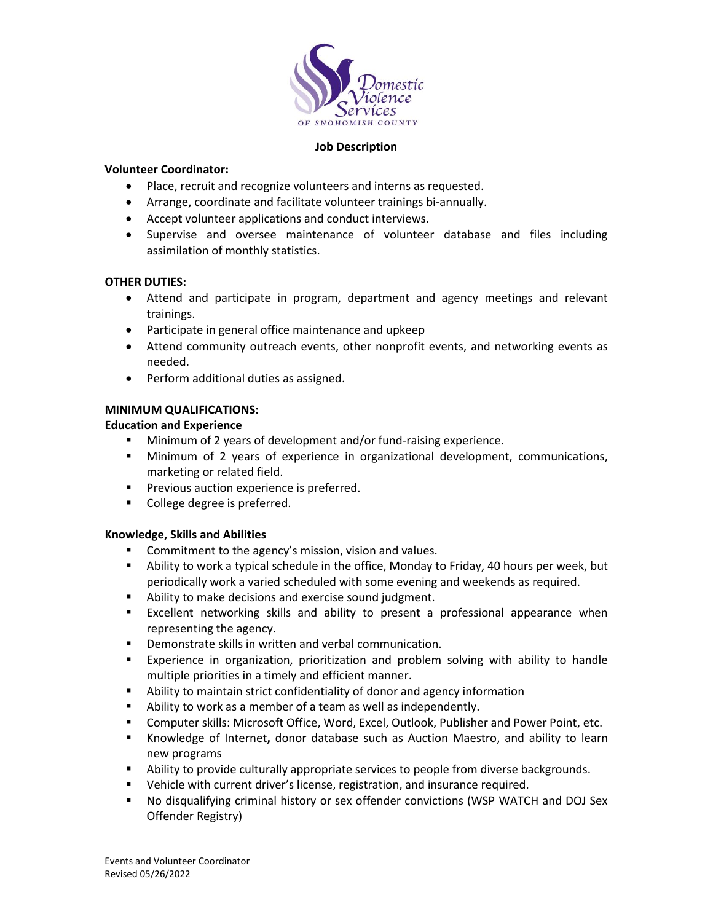**Job Description**

**Volunteer Coordinator:**

- Place, recruit and recognize volunteers and interns as requested.
- Arrange, coordinate and facilitate volunteer trainings bi-annually.
- Accept volunteer applications and conduct interviews.
- Supervise and oversee maintenance of volunteer database and files including assimilation of monthly statistics.

**OTHER DUTIES:**

- Attend and participate in program, department and agency meetings and relevant trainings.
- Participate in general office maintenance and upkeep
- Attend community outreach events, other nonprofit events, and networking events as needed.
- Perform additional duties as assigned.

**MINIMUM QUALIFICATIONS:**

**Education and Experience**

- Minimum of 2 years of development and/or fund-raising experience.
- Minimum of 2 years of experience in organizational development, communications, marketing or related field.
- Previous auction experience is preferred.
- College degree is preferred.

**Knowledge, Skills and Abilities**

- Commitment to the agency's mission, vision and values.
- Ability to work a typical schedule in the office, Monday to Friday, 40 hours per week, but periodically work a varied scheduled with some evening and weekends as required.
- Ability to make decisions and exercise sound judgment.
- Excellent networking skills and ability to present a professional appearance when representing the agency.
- Demonstrate skills in written and verbal communication.
- Experience in organization, prioritization and problem solving with ability to handle multiple priorities in a timely and efficient manner.
- Ability to maintain strict confidentiality of donor and agency information
- Ability to work as a member of a team as well as independently.
- Computer skills: Microsoft Office, Word, Excel, Outlook, Publisher and Power Point, etc.
- Knowledge of Internet**,** donor database such as Auction Maestro, and ability to learn new programs
- Ability to provide culturally appropriate services to people from diverse backgrounds.
- Vehicle with current driver's license, registration, and insurance required.
- No disqualifying criminal history or sex offender convictions (WSP WATCH and DOJ Sex Offender Registry)

Events and Volunteer Coordinator
Revised 05/26/2022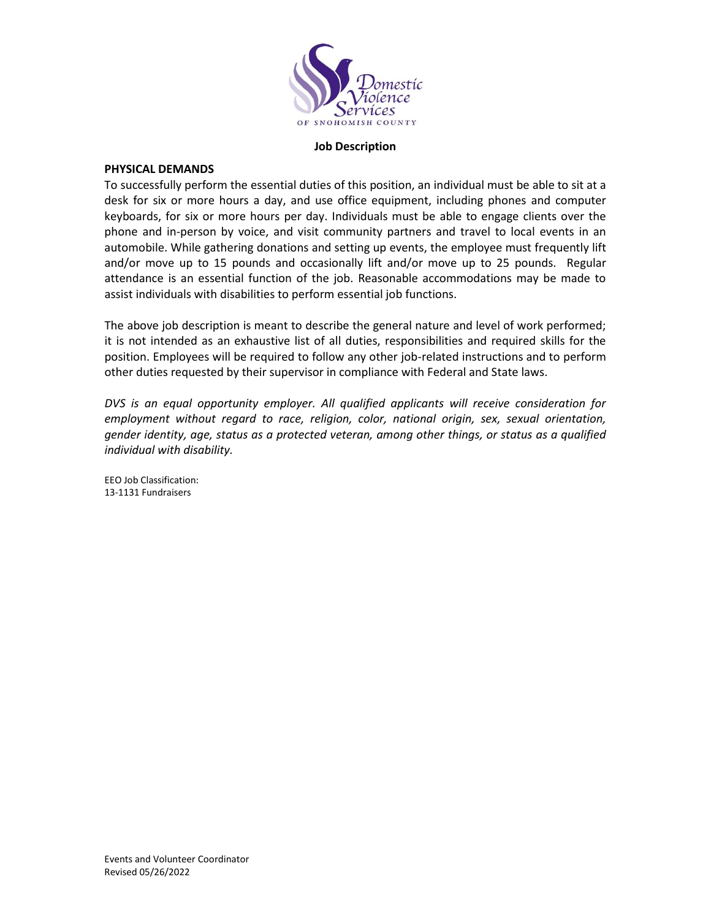**Job Description**

## PHYSICAL DEMANDS

To successfully perform the essential duties of this position, an individual must be able to sit at a desk for six or more hours a day, and use office equipment, including phones and computer keyboards, for six or more hours per day. Individuals must be able to engage clients over the phone and in-person by voice, and visit community partners and travel to local events in an automobile. While gathering donations and setting up events, the employee must frequently lift and/or move up to 15 pounds and occasionally lift and/or move up to 25 pounds. Regular attendance is an essential function of the job. Reasonable accommodations may be made to assist individuals with disabilities to perform essential job functions.

The above job description is meant to describe the general nature and level of work performed; it is not intended as an exhaustive list of all duties, responsibilities and required skills for the position. Employees will be required to follow any other job-related instructions and to perform other duties requested by their supervisor in compliance with Federal and State laws.

*DVS is an equal opportunity employer. All qualified applicants will receive consideration for employment without regard to race, religion, color, national origin, sex, sexual orientation, gender identity, age, status as a protected veteran, among other things, or status as a qualified individual with disability.*

EEO Job Classification:
13-1131 Fundraisers